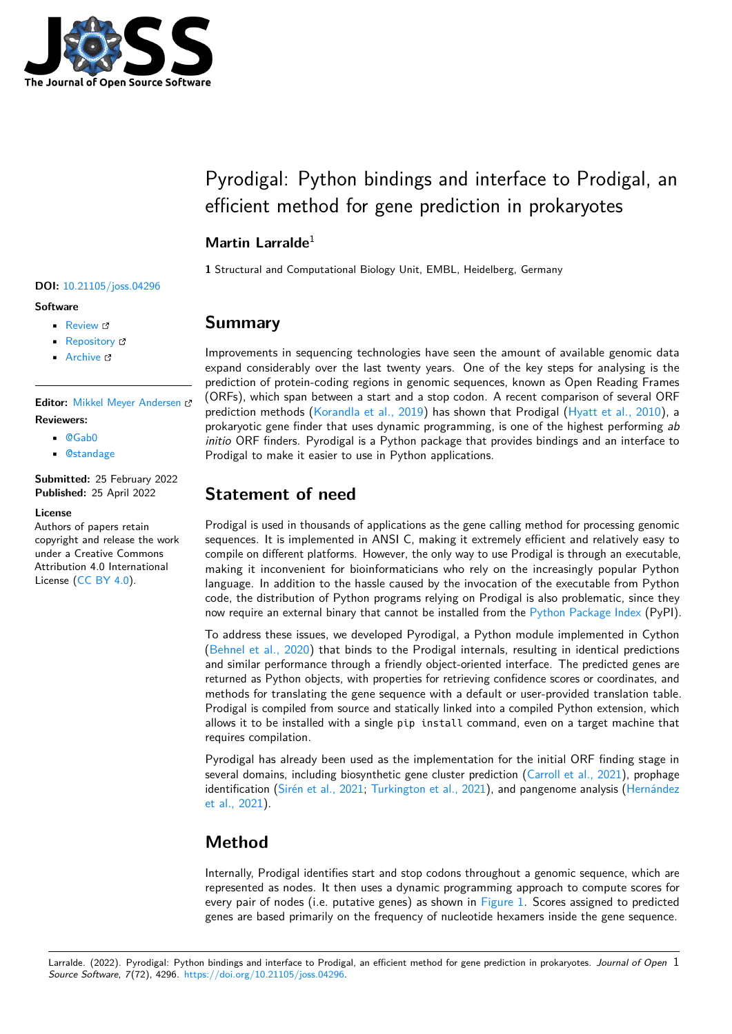# Pyrodigal: Python bindings and interface to Prodigal, an efficient method for gene prediction in prokaryotes

**Martin Larralde**[1]

**1** Structural and Computational Biology Unit, EMBL, Heidelberg, Germany

**DOI:** 10.21105/joss.04296

**Software**

- Review
- Repository
- Archive

**Editor:** Mikkel Meyer Andersen

**Reviewers:**

- @Gab0
- @standage

**Submitted:** 25 February 2022
**Published:** 25 April 2022

**License**
Authors of papers retain copyright and release the work under a Creative Commons Attribution 4.0 International License (CC BY 4.0).

## Summary

Improvements in sequencing technologies have seen the amount of available genomic data expand considerably over the last twenty years. One of the key steps for analysing is the prediction of protein-coding regions in genomic sequences, known as Open Reading Frames (ORFs), which span between a start and a stop codon. A recent comparison of several ORF prediction methods (Korandla et al., 2019) has shown that Prodigal (Hyatt et al., 2010), a prokaryotic gene finder that uses dynamic programming, is one of the highest performing *ab initio* ORF finders. Pyrodigal is a Python package that provides bindings and an interface to Prodigal to make it easier to use in Python applications.

## Statement of need

Prodigal is used in thousands of applications as the gene calling method for processing genomic sequences. It is implemented in ANSI C, making it extremely efficient and relatively easy to compile on different platforms. However, the only way to use Prodigal is through an executable, making it inconvenient for bioinformaticians who rely on the increasingly popular Python language. In addition to the hassle caused by the invocation of the executable from Python code, the distribution of Python programs relying on Prodigal is also problematic, since they now require an external binary that cannot be installed from the Python Package Index (PyPI).

To address these issues, we developed Pyrodigal, a Python module implemented in Cython (Behnel et al., 2020) that binds to the Prodigal internals, resulting in identical predictions and similar performance through a friendly object-oriented interface. The predicted genes are returned as Python objects, with properties for retrieving confidence scores or coordinates, and methods for translating the gene sequence with a default or user-provided translation table. Prodigal is compiled from source and statically linked into a compiled Python extension, which allows it to be installed with a single `pip install` command, even on a target machine that requires compilation.

Pyrodigal has already been used as the implementation for the initial ORF finding stage in several domains, including biosynthetic gene cluster prediction (Carroll et al., 2021), prophage identification (Sirén et al., 2021; Turkington et al., 2021), and pangenome analysis (Hernández et al., 2021).

## Method

Internally, Prodigal identifies start and stop codons throughout a genomic sequence, which are represented as nodes. It then uses a dynamic programming approach to compute scores for every pair of nodes (i.e. putative genes) as shown in Figure 1. Scores assigned to predicted genes are based primarily on the frequency of nucleotide hexamers inside the gene sequence.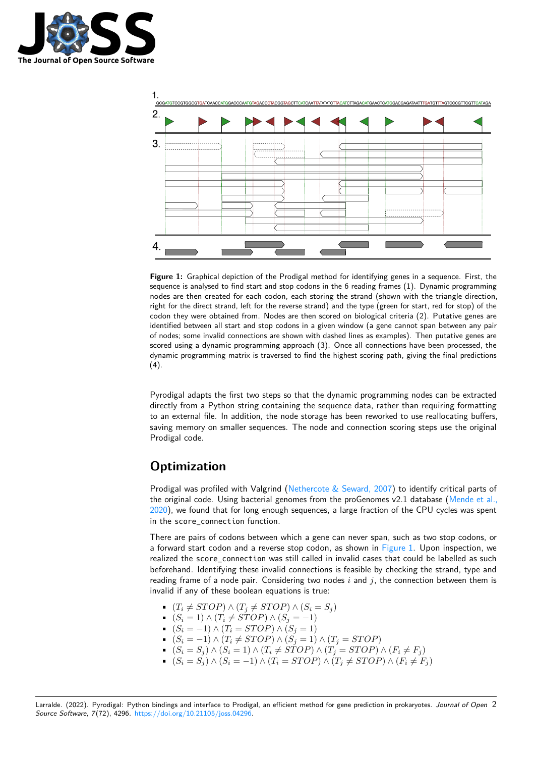**Figure 1:** Graphical depiction of the Prodigal method for identifying genes in a sequence. First, the sequence is analysed to find start and stop codons in the 6 reading frames (1). Dynamic programming nodes are then created for each codon, each storing the strand (shown with the triangle direction, right for the direct strand, left for the reverse strand) and the type (green for start, red for stop) of the codon they were obtained from. Nodes are then scored on biological criteria (2). Putative genes are identified between all start and stop codons in a given window (a gene cannot span between any pair of nodes; some invalid connections are shown with dashed lines as examples). Then putative genes are scored using a dynamic programming approach (3). Once all connections have been processed, the dynamic programming matrix is traversed to find the highest scoring path, giving the final predictions (4).

Pyrodigal adapts the first two steps so that the dynamic programming nodes can be extracted directly from a Python string containing the sequence data, rather than requiring formatting to an external file. In addition, the node storage has been reworked to use reallocating buffers, saving memory on smaller sequences. The node and connection scoring steps use the original Prodigal code.

## Optimization

Prodigal was profiled with Valgrind (Nethercote & Seward, 2007) to identify critical parts of the original code. Using bacterial genomes from the proGenomes v2.1 database (Mende et al., 2020), we found that for long enough sequences, a large fraction of the CPU cycles was spent in the `score_connection` function.

There are pairs of codons between which a gene can never span, such as two stop codons, or a forward start codon and a reverse stop codon, as shown in Figure 1. Upon inspection, we realized the `score_connection` was still called in invalid cases that could be labelled as such beforehand. Identifying these invalid connections is feasible by checking the strand, type and reading frame of a node pair. Considering two nodes $i$ and $j$, the connection between them is invalid if any of these boolean equations is true:

- $(T_i \neq STOP) \land (T_j \neq STOP) \land (S_i = S_j)$
- $(S_i = 1) \land (T_i \neq STOP) \land (S_j = -1)$
- $(S_i = -1) \land (T_i = STOP) \land (S_j = 1)$
- $(S_i = -1) \land (T_i \neq STOP) \land (S_j = 1) \land (T_j = STOP)$
- $(S_i = S_j) \land (S_i = 1) \land (T_i \neq STOP) \land (T_j = STOP) \land (F_i \neq F_j)$
- $(S_i = S_j) \land (S_i = -1) \land (T_i = STOP) \land (T_j \neq STOP) \land (F_i \neq F_j)$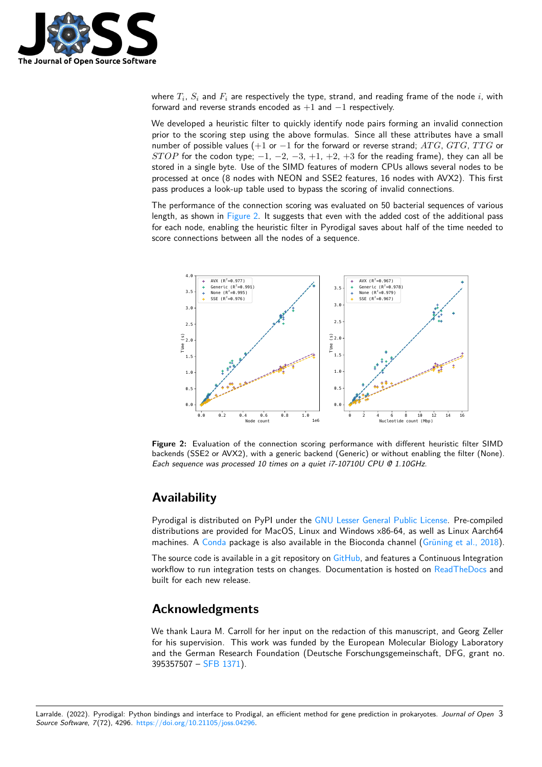where $T_i$, $S_i$ and $F_i$ are respectively the type, strand, and reading frame of the node $i$, with forward and reverse strands encoded as $+1$ and $-1$ respectively.

We developed a heuristic filter to quickly identify node pairs forming an invalid connection prior to the scoring step using the above formulas. Since all these attributes have a small number of possible values ($+1$ or $-1$ for the forward or reverse strand; $ATG$, $GTG$, $TTG$ or $STOP$ for the codon type; $-1$, $-2$, $-3$, $+1$, $+2$, $+3$ for the reading frame), they can all be stored in a single byte. Use of the SIMD features of modern CPUs allows several nodes to be processed at once (8 nodes with NEON and SSE2 features, 16 nodes with AVX2). This first pass produces a look-up table used to bypass the scoring of invalid connections.

The performance of the connection scoring was evaluated on 50 bacterial sequences of various length, as shown in Figure 2. It suggests that even with the added cost of the additional pass for each node, enabling the heuristic filter in Pyrodigal saves about half of the time needed to score connections between all the nodes of a sequence.

**Figure 2:** Evaluation of the connection scoring performance with different heuristic filter SIMD backends (SSE2 or AVX2), with a generic backend (Generic) or without enabling the filter (None). *Each sequence was processed 10 times on a quiet i7-10710U CPU @ 1.10GHz.*

## Availability

Pyrodigal is distributed on PyPI under the GNU Lesser General Public License. Pre-compiled distributions are provided for MacOS, Linux and Windows x86-64, as well as Linux Aarch64 machines. A Conda package is also available in the Bioconda channel (Grüning et al., 2018).

The source code is available in a git repository on GitHub, and features a Continuous Integration workflow to run integration tests on changes. Documentation is hosted on ReadTheDocs and built for each new release.

## Acknowledgments

We thank Laura M. Carroll for her input on the redaction of this manuscript, and Georg Zeller for his supervision. This work was funded by the European Molecular Biology Laboratory and the German Research Foundation (Deutsche Forschungsgemeinschaft, DFG, grant no. 395357507 – SFB 1371).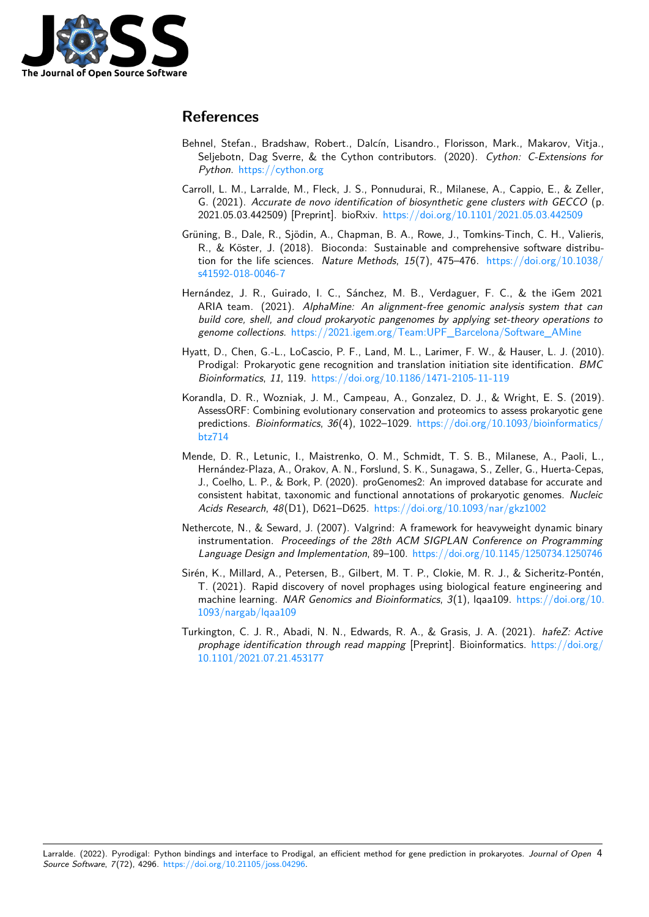## References

Behnel, Stefan., Bradshaw, Robert., Dalcín, Lisandro., Florisson, Mark., Makarov, Vitja., Seljebotn, Dag Sverre, & the Cython contributors. (2020). *Cython: C-Extensions for Python*. https://cython.org

Carroll, L. M., Larralde, M., Fleck, J. S., Ponnudurai, R., Milanese, A., Cappio, E., & Zeller, G. (2021). *Accurate de novo identification of biosynthetic gene clusters with GECCO* (p. 2021.05.03.442509) [Preprint]. bioRxiv. https://doi.org/10.1101/2021.05.03.442509

Grüning, B., Dale, R., Sjödin, A., Chapman, B. A., Rowe, J., Tomkins-Tinch, C. H., Valieris, R., & Köster, J. (2018). Bioconda: Sustainable and comprehensive software distribution for the life sciences. *Nature Methods*, *15*(7), 475–476. https://doi.org/10.1038/s41592-018-0046-7

Hernández, J. R., Guirado, I. C., Sánchez, M. B., Verdaguer, F. C., & the iGem 2021 ARIA team. (2021). *AlphaMine: An alignment-free genomic analysis system that can build core, shell, and cloud prokaryotic pangenomes by applying set-theory operations to genome collections*. https://2021.igem.org/Team:UPF_Barcelona/Software_AMine

Hyatt, D., Chen, G.-L., LoCascio, P. F., Land, M. L., Larimer, F. W., & Hauser, L. J. (2010). Prodigal: Prokaryotic gene recognition and translation initiation site identification. *BMC Bioinformatics*, *11*, 119. https://doi.org/10.1186/1471-2105-11-119

Korandla, D. R., Wozniak, J. M., Campeau, A., Gonzalez, D. J., & Wright, E. S. (2019). AssessORF: Combining evolutionary conservation and proteomics to assess prokaryotic gene predictions. *Bioinformatics*, *36*(4), 1022–1029. https://doi.org/10.1093/bioinformatics/btz714

Mende, D. R., Letunic, I., Maistrenko, O. M., Schmidt, T. S. B., Milanese, A., Paoli, L., Hernández-Plaza, A., Orakov, A. N., Forslund, S. K., Sunagawa, S., Zeller, G., Huerta-Cepas, J., Coelho, L. P., & Bork, P. (2020). proGenomes2: An improved database for accurate and consistent habitat, taxonomic and functional annotations of prokaryotic genomes. *Nucleic Acids Research*, *48*(D1), D621–D625. https://doi.org/10.1093/nar/gkz1002

Nethercote, N., & Seward, J. (2007). Valgrind: A framework for heavyweight dynamic binary instrumentation. *Proceedings of the 28th ACM SIGPLAN Conference on Programming Language Design and Implementation*, 89–100. https://doi.org/10.1145/1250734.1250746

Sirén, K., Millard, A., Petersen, B., Gilbert, M. T. P., Clokie, M. R. J., & Sicheritz-Pontén, T. (2021). Rapid discovery of novel prophages using biological feature engineering and machine learning. *NAR Genomics and Bioinformatics*, *3*(1), lqaa109. https://doi.org/10.1093/nargab/lqaa109

Turkington, C. J. R., Abadi, N. N., Edwards, R. A., & Grasis, J. A. (2021). *hafeZ: Active prophage identification through read mapping* [Preprint]. Bioinformatics. https://doi.org/10.1101/2021.07.21.453177